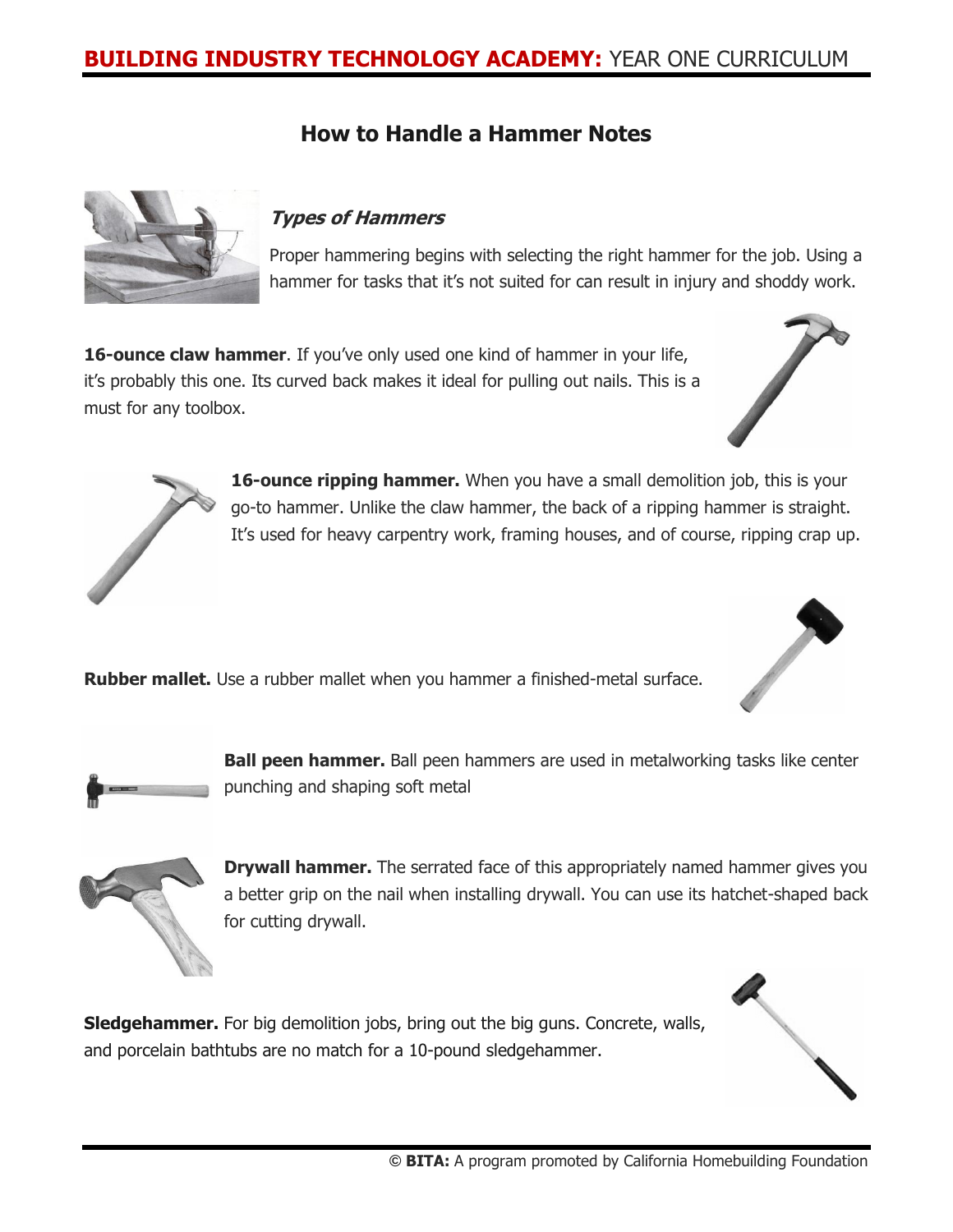# How to Handle a Hammer Notes

### *Types of Hammers*

Proper hammering begins with selecting the right hammer for the job. Using a hammer for tasks that it's not suited for can result in injury and shoddy work.

**16-ounce claw hammer**. If you've only used one kind of hammer in your life, it's probably this one. Its curved back makes it ideal for pulling out nails. This is a must for any toolbox.

**16-ounce ripping hammer.** When you have a small demolition job, this is your go-to hammer. Unlike the claw hammer, the back of a ripping hammer is straight. It's used for heavy carpentry work, framing houses, and of course, ripping crap up.

**Rubber mallet.** Use a rubber mallet when you hammer a finished-metal surface.

**Ball peen hammer.** Ball peen hammers are used in metalworking tasks like center punching and shaping soft metal

**Drywall hammer.** The serrated face of this appropriately named hammer gives you a better grip on the nail when installing drywall. You can use its hatchet-shaped back for cutting drywall.

**Sledgehammer.** For big demolition jobs, bring out the big guns. Concrete, walls, and porcelain bathtubs are no match for a 10-pound sledgehammer.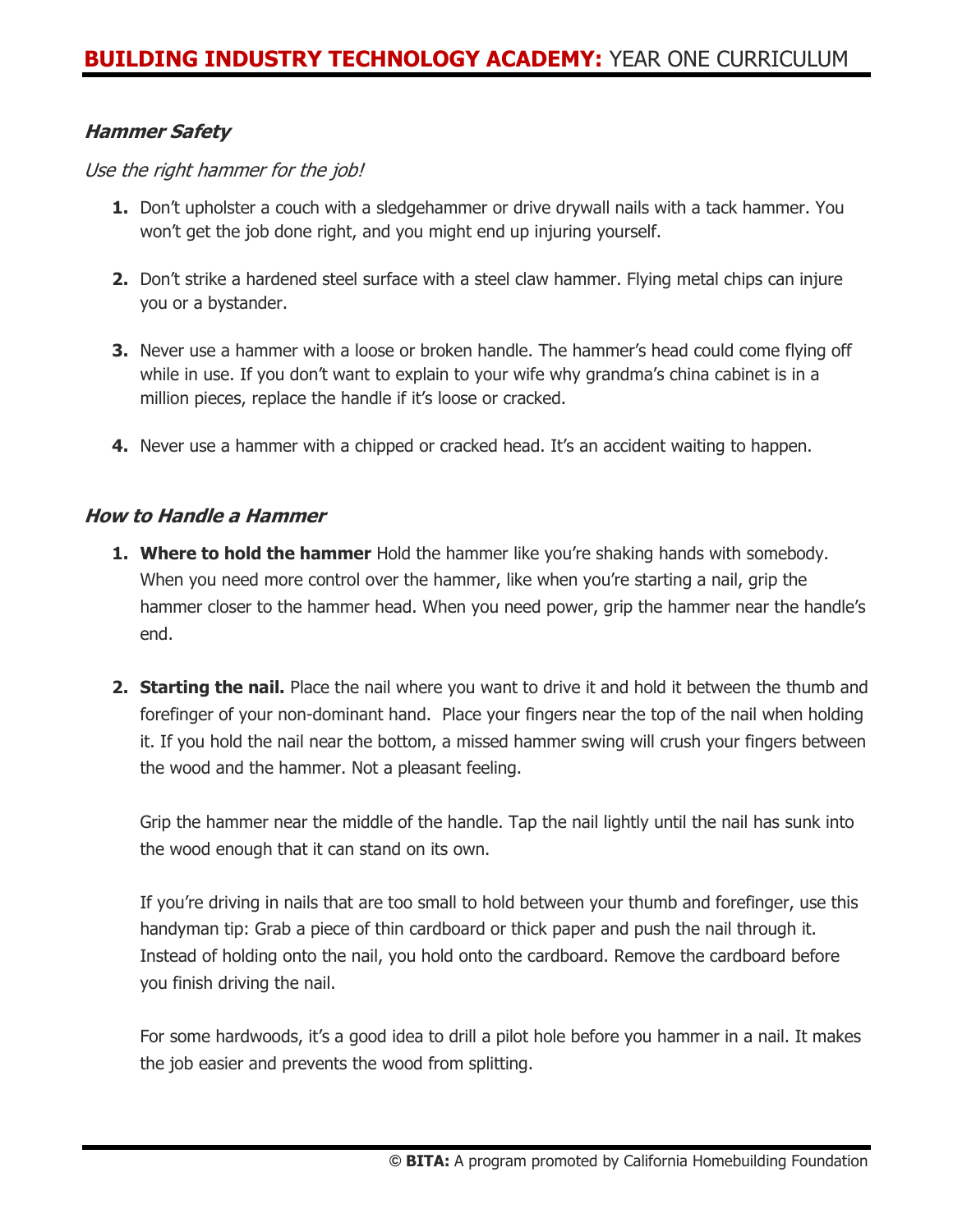### *Hammer Safety*

*Use the right hammer for the job!*

1. Don't upholster a couch with a sledgehammer or drive drywall nails with a tack hammer. You won't get the job done right, and you might end up injuring yourself.

2. Don't strike a hardened steel surface with a steel claw hammer. Flying metal chips can injure you or a bystander.

3. Never use a hammer with a loose or broken handle. The hammer's head could come flying off while in use. If you don't want to explain to your wife why grandma's china cabinet is in a million pieces, replace the handle if it's loose or cracked.

4. Never use a hammer with a chipped or cracked head. It's an accident waiting to happen.

### *How to Handle a Hammer*

1. **Where to hold the hammer** Hold the hammer like you're shaking hands with somebody. When you need more control over the hammer, like when you're starting a nail, grip the hammer closer to the hammer head. When you need power, grip the hammer near the handle's end.

2. **Starting the nail.** Place the nail where you want to drive it and hold it between the thumb and forefinger of your non-dominant hand. Place your fingers near the top of the nail when holding it. If you hold the nail near the bottom, a missed hammer swing will crush your fingers between the wood and the hammer. Not a pleasant feeling.

   Grip the hammer near the middle of the handle. Tap the nail lightly until the nail has sunk into the wood enough that it can stand on its own.

   If you're driving in nails that are too small to hold between your thumb and forefinger, use this handyman tip: Grab a piece of thin cardboard or thick paper and push the nail through it. Instead of holding onto the nail, you hold onto the cardboard. Remove the cardboard before you finish driving the nail.

   For some hardwoods, it's a good idea to drill a pilot hole before you hammer in a nail. It makes the job easier and prevents the wood from splitting.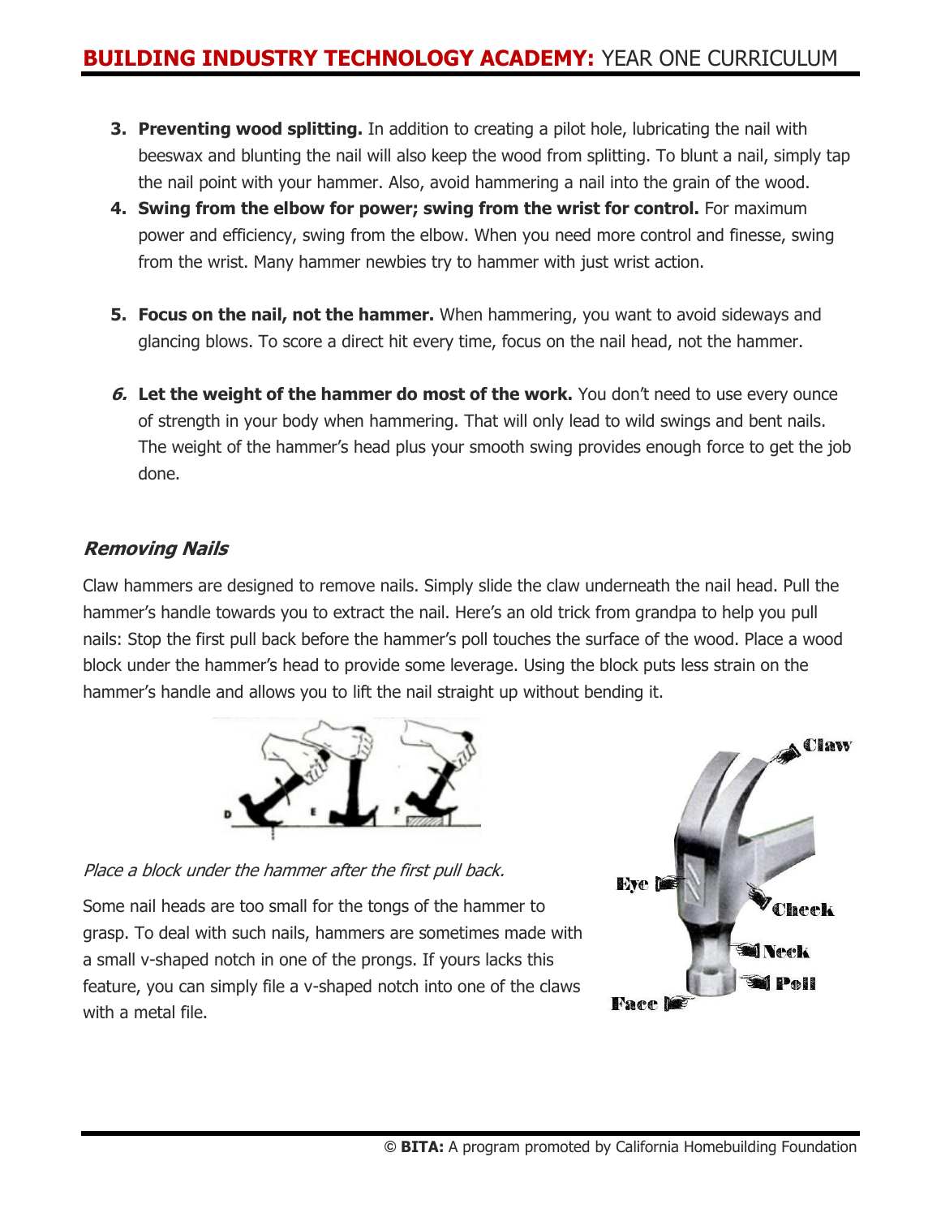3. **Preventing wood splitting.** In addition to creating a pilot hole, lubricating the nail with beeswax and blunting the nail will also keep the wood from splitting. To blunt a nail, simply tap the nail point with your hammer. Also, avoid hammering a nail into the grain of the wood.
4. **Swing from the elbow for power; swing from the wrist for control.** For maximum power and efficiency, swing from the elbow. When you need more control and finesse, swing from the wrist. Many hammer newbies try to hammer with just wrist action.
5. **Focus on the nail, not the hammer.** When hammering, you want to avoid sideways and glancing blows. To score a direct hit every time, focus on the nail head, not the hammer.
6. **Let the weight of the hammer do most of the work.** You don't need to use every ounce of strength in your body when hammering. That will only lead to wild swings and bent nails. The weight of the hammer's head plus your smooth swing provides enough force to get the job done.

### *Removing Nails*

Claw hammers are designed to remove nails. Simply slide the claw underneath the nail head. Pull the hammer's handle towards you to extract the nail. Here's an old trick from grandpa to help you pull nails: Stop the first pull back before the hammer's poll touches the surface of the wood. Place a wood block under the hammer's head to provide some leverage. Using the block puts less strain on the hammer's handle and allows you to lift the nail straight up without bending it.

D E F

*Place a block under the hammer after the first pull back.*

Some nail heads are too small for the tongs of the hammer to grasp. To deal with such nails, hammers are sometimes made with a small v-shaped notch in one of the prongs. If yours lacks this feature, you can simply file a v-shaped notch into one of the claws with a metal file.

Claw
Eye
Cheek
Neck
Poll
Face